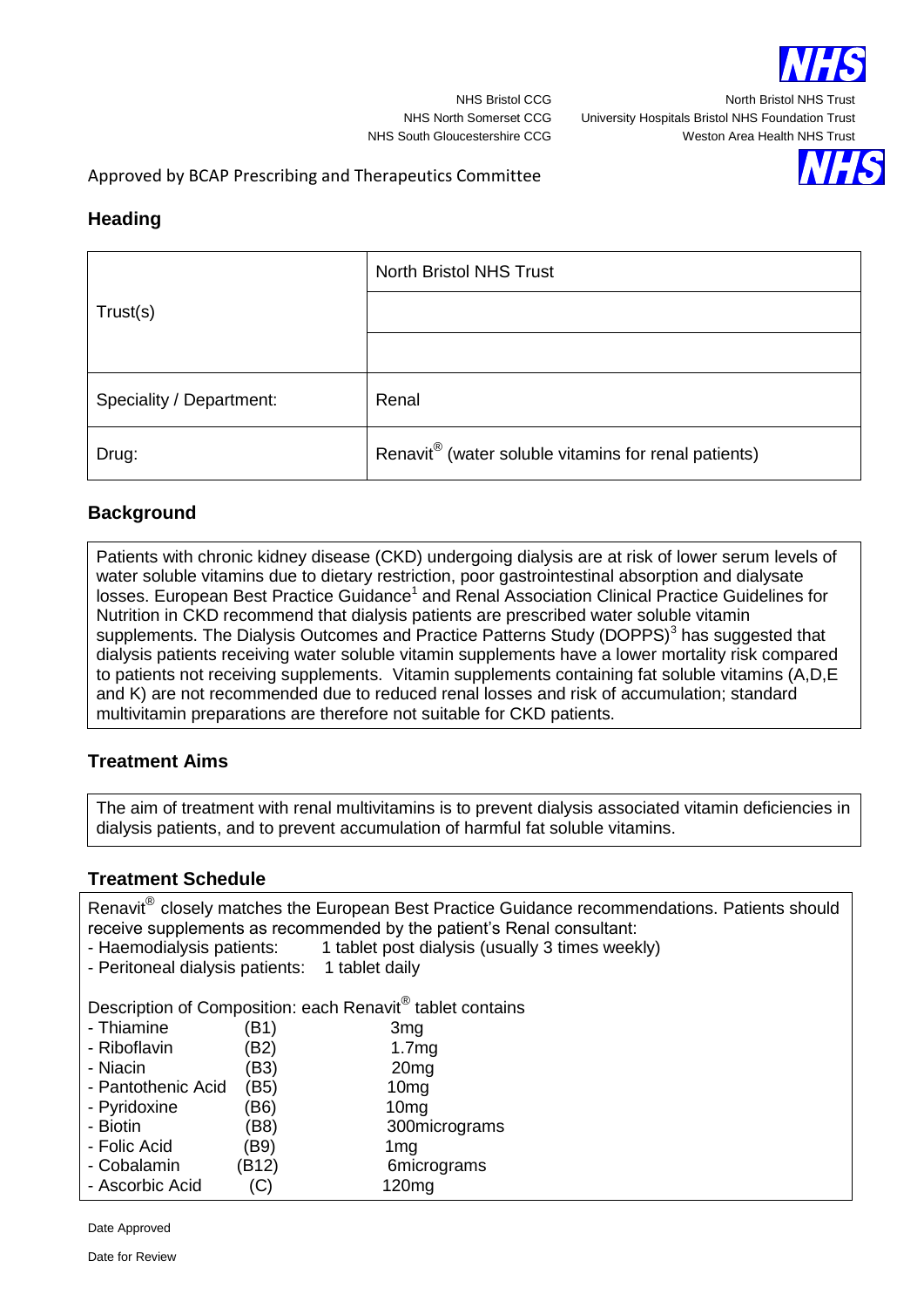NHS Bristol CCG
NHS North Somerset CCG
NHS South Gloucestershire CCG

North Bristol NHS Trust
University Hospitals Bristol NHS Foundation Trust
Weston Area Health NHS Trust

Approved by BCAP Prescribing and Therapeutics Committee

## Heading

| Trust(s) | North Bristol NHS Trust |
|---|---|
| | |
| | |
| Speciality / Department: | Renal |
| Drug: | Renavit® (water soluble vitamins for renal patients) |

## Background

Patients with chronic kidney disease (CKD) undergoing dialysis are at risk of lower serum levels of water soluble vitamins due to dietary restriction, poor gastrointestinal absorption and dialysate losses. European Best Practice Guidance[1] and Renal Association Clinical Practice Guidelines for Nutrition in CKD recommend that dialysis patients are prescribed water soluble vitamin supplements. The Dialysis Outcomes and Practice Patterns Study (DOPPS)[3] has suggested that dialysis patients receiving water soluble vitamin supplements have a lower mortality risk compared to patients not receiving supplements. Vitamin supplements containing fat soluble vitamins (A,D,E and K) are not recommended due to reduced renal losses and risk of accumulation; standard multivitamin preparations are therefore not suitable for CKD patients.

## Treatment Aims

The aim of treatment with renal multivitamins is to prevent dialysis associated vitamin deficiencies in dialysis patients, and to prevent accumulation of harmful fat soluble vitamins.

## Treatment Schedule

Renavit® closely matches the European Best Practice Guidance recommendations. Patients should receive supplements as recommended by the patient's Renal consultant:

- Haemodialysis patients: 1 tablet post dialysis (usually 3 times weekly)
- Peritoneal dialysis patients: 1 tablet daily

Description of Composition: each Renavit® tablet contains

| | | |
|---|---|---|
| - Thiamine | (B1) | 3mg |
| - Riboflavin | (B2) | 1.7mg |
| - Niacin | (B3) | 20mg |
| - Pantothenic Acid | (B5) | 10mg |
| - Pyridoxine | (B6) | 10mg |
| - Biotin | (B8) | 300micrograms |
| - Folic Acid | (B9) | 1mg |
| - Cobalamin | (B12) | 6micrograms |
| - Ascorbic Acid | (C) | 120mg |

Date Approved

Date for Review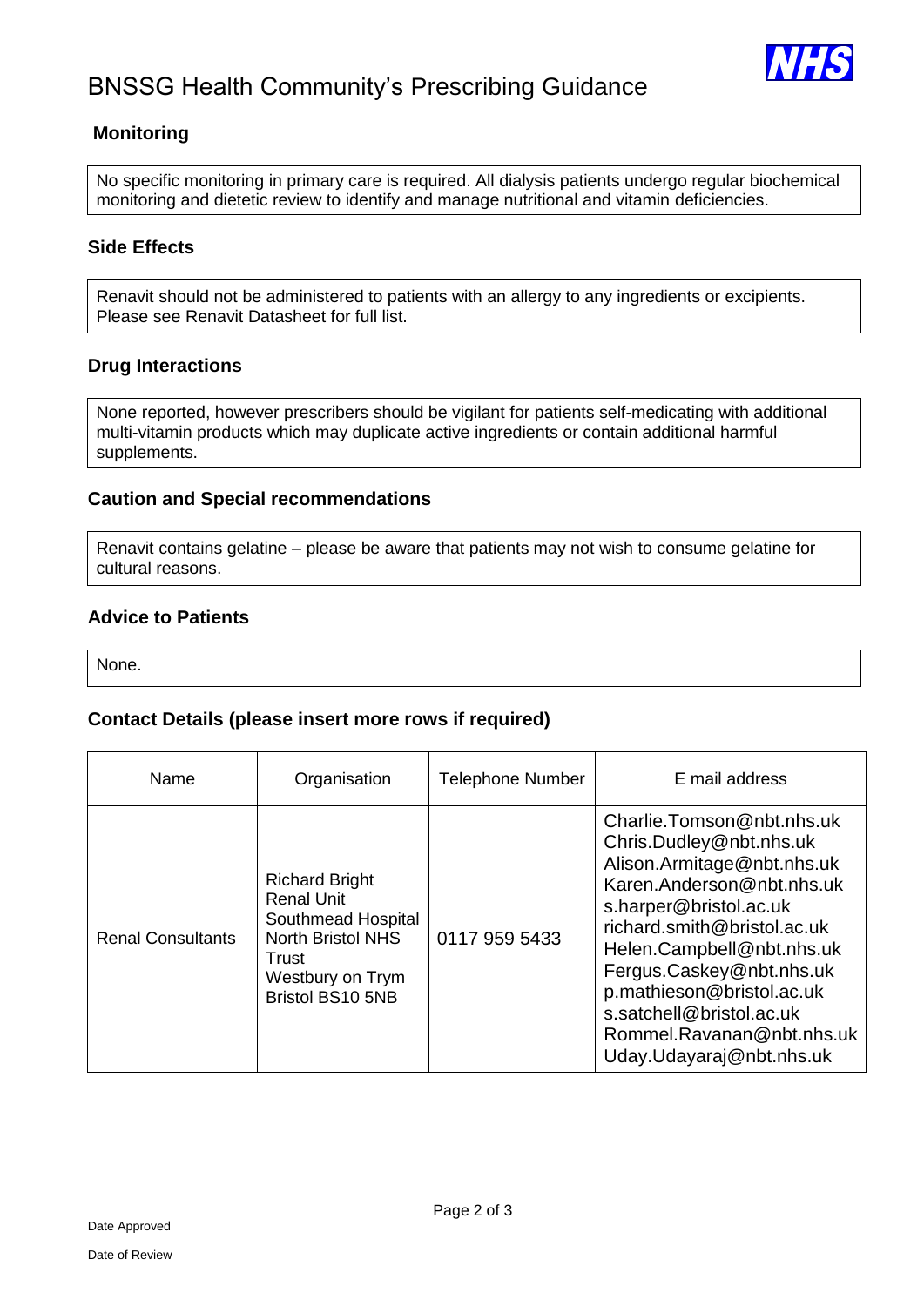## Monitoring

No specific monitoring in primary care is required. All dialysis patients undergo regular biochemical monitoring and dietetic review to identify and manage nutritional and vitamin deficiencies.

## Side Effects

Renavit should not be administered to patients with an allergy to any ingredients or excipients. Please see Renavit Datasheet for full list.

## Drug Interactions

None reported, however prescribers should be vigilant for patients self-medicating with additional multi-vitamin products which may duplicate active ingredients or contain additional harmful supplements.

## Caution and Special recommendations

Renavit contains gelatine – please be aware that patients may not wish to consume gelatine for cultural reasons.

## Advice to Patients

None.

## Contact Details (please insert more rows if required)

| Name | Organisation | Telephone Number | E mail address |
|---|---|---|---|
| Renal Consultants | Richard Bright Renal Unit Southmead Hospital North Bristol NHS Trust Westbury on Trym Bristol BS10 5NB | 0117 959 5433 | Charlie.Tomson@nbt.nhs.uk Chris.Dudley@nbt.nhs.uk Alison.Armitage@nbt.nhs.uk Karen.Anderson@nbt.nhs.uk s.harper@bristol.ac.uk richard.smith@bristol.ac.uk Helen.Campbell@nbt.nhs.uk Fergus.Caskey@nbt.nhs.uk p.mathieson@bristol.ac.uk s.satchell@bristol.ac.uk Rommel.Ravanan@nbt.nhs.uk Uday.Udayaraj@nbt.nhs.uk |

Date Approved

Date of Review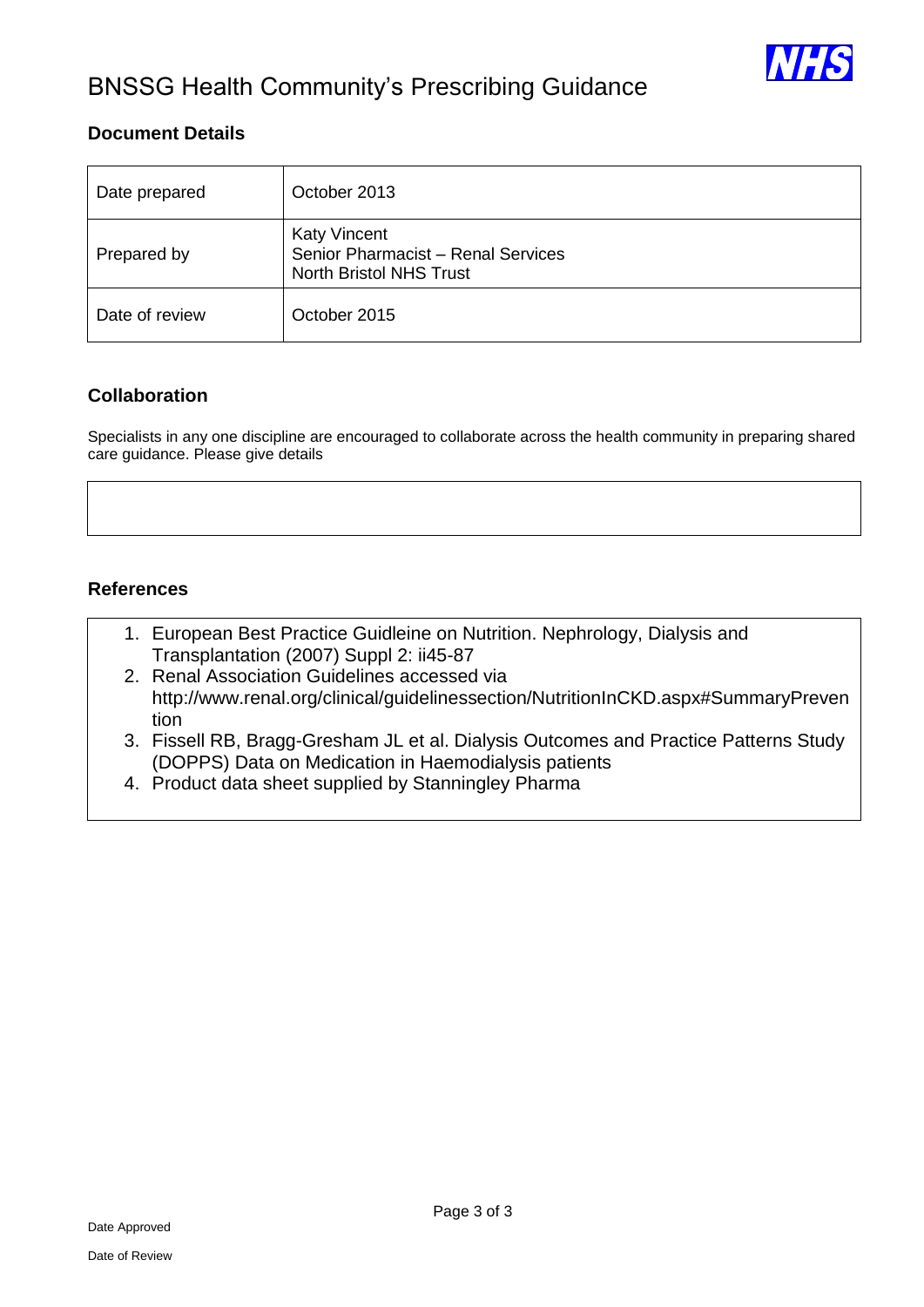# BNSSG Health Community's Prescribing Guidance

## Document Details

| | |
|---|---|
| Date prepared | October 2013 |
| Prepared by | Katy Vincent<br>Senior Pharmacist – Renal Services<br>North Bristol NHS Trust |
| Date of review | October 2015 |

## Collaboration

Specialists in any one discipline are encouraged to collaborate across the health community in preparing shared care guidance. Please give details

## References

1. European Best Practice Guidleine on Nutrition. Nephrology, Dialysis and Transplantation (2007) Suppl 2: ii45-87
2. Renal Association Guidelines accessed via http://www.renal.org/clinical/guidelinessection/NutritionInCKD.aspx#SummaryPrevention
3. Fissell RB, Bragg-Gresham JL et al. Dialysis Outcomes and Practice Patterns Study (DOPPS) Data on Medication in Haemodialysis patients
4. Product data sheet supplied by Stanningley Pharma

Date Approved

Date of Review